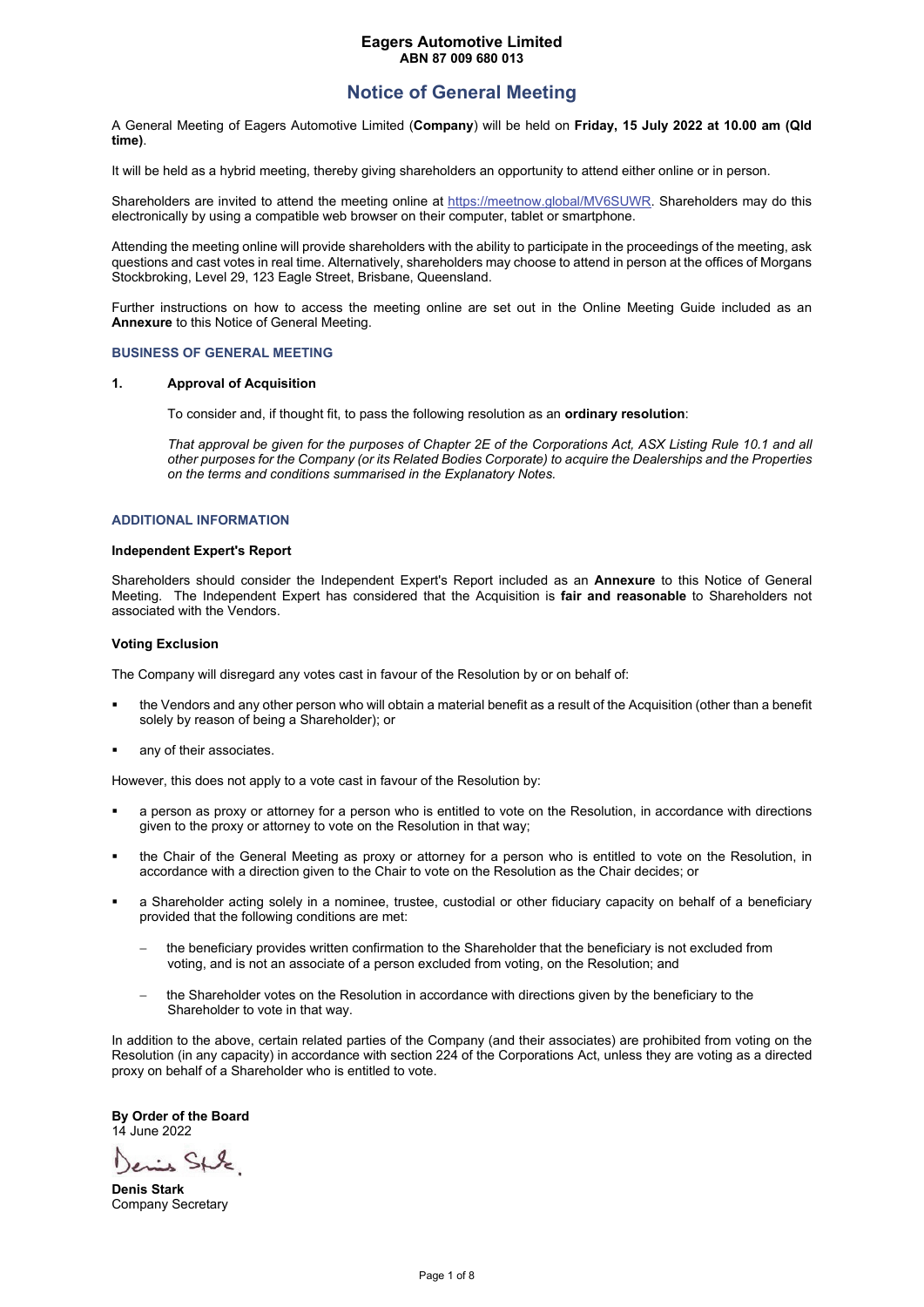**Eagers Automotive Limited**
**ABN 87 009 680 013**

# Notice of General Meeting

A General Meeting of Eagers Automotive Limited (**Company**) will be held on **Friday, 15 July 2022 at 10.00 am (Qld time)**.

It will be held as a hybrid meeting, thereby giving shareholders an opportunity to attend either online or in person.

Shareholders are invited to attend the meeting online at https://meetnow.global/MV6SUWR. Shareholders may do this electronically by using a compatible web browser on their computer, tablet or smartphone.

Attending the meeting online will provide shareholders with the ability to participate in the proceedings of the meeting, ask questions and cast votes in real time. Alternatively, shareholders may choose to attend in person at the offices of Morgans Stockbroking, Level 29, 123 Eagle Street, Brisbane, Queensland.

Further instructions on how to access the meeting online are set out in the Online Meeting Guide included as an **Annexure** to this Notice of General Meeting.

## BUSINESS OF GENERAL MEETING

### 1. Approval of Acquisition

To consider and, if thought fit, to pass the following resolution as an **ordinary resolution**:

*That approval be given for the purposes of Chapter 2E of the Corporations Act, ASX Listing Rule 10.1 and all other purposes for the Company (or its Related Bodies Corporate) to acquire the Dealerships and the Properties on the terms and conditions summarised in the Explanatory Notes.*

## ADDITIONAL INFORMATION

### Independent Expert's Report

Shareholders should consider the Independent Expert's Report included as an **Annexure** to this Notice of General Meeting. The Independent Expert has considered that the Acquisition is **fair and reasonable** to Shareholders not associated with the Vendors.

### Voting Exclusion

The Company will disregard any votes cast in favour of the Resolution by or on behalf of:

- the Vendors and any other person who will obtain a material benefit as a result of the Acquisition (other than a benefit solely by reason of being a Shareholder); or
- any of their associates.

However, this does not apply to a vote cast in favour of the Resolution by:

- a person as proxy or attorney for a person who is entitled to vote on the Resolution, in accordance with directions given to the proxy or attorney to vote on the Resolution in that way;
- the Chair of the General Meeting as proxy or attorney for a person who is entitled to vote on the Resolution, in accordance with a direction given to the Chair to vote on the Resolution as the Chair decides; or
- a Shareholder acting solely in a nominee, trustee, custodial or other fiduciary capacity on behalf of a beneficiary provided that the following conditions are met:
  - the beneficiary provides written confirmation to the Shareholder that the beneficiary is not excluded from voting, and is not an associate of a person excluded from voting, on the Resolution; and
  - the Shareholder votes on the Resolution in accordance with directions given by the beneficiary to the Shareholder to vote in that way.

In addition to the above, certain related parties of the Company (and their associates) are prohibited from voting on the Resolution (in any capacity) in accordance with section 224 of the Corporations Act, unless they are voting as a directed proxy on behalf of a Shareholder who is entitled to vote.

**By Order of the Board**
14 June 2022

**Denis Stark**
Company Secretary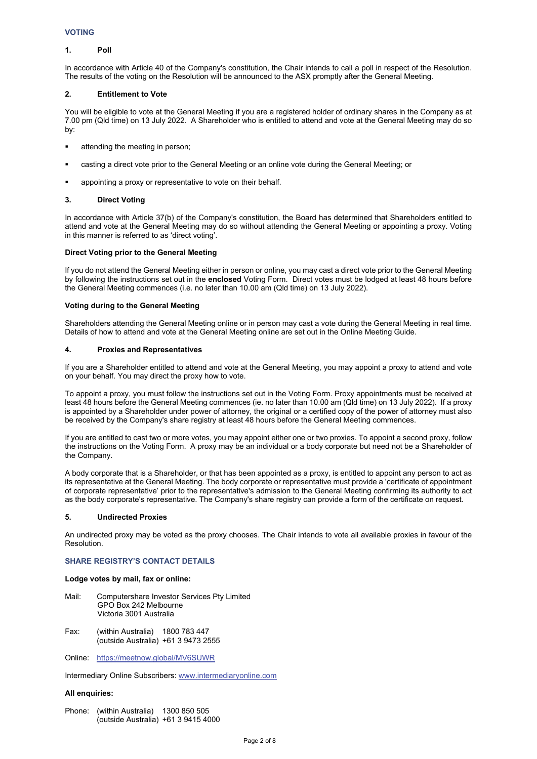## VOTING

### 1. Poll

In accordance with Article 40 of the Company's constitution, the Chair intends to call a poll in respect of the Resolution. The results of the voting on the Resolution will be announced to the ASX promptly after the General Meeting.

### 2. Entitlement to Vote

You will be eligible to vote at the General Meeting if you are a registered holder of ordinary shares in the Company as at 7.00 pm (Qld time) on 13 July 2022. A Shareholder who is entitled to attend and vote at the General Meeting may do so by:

- attending the meeting in person;
- casting a direct vote prior to the General Meeting or an online vote during the General Meeting; or
- appointing a proxy or representative to vote on their behalf.

### 3. Direct Voting

In accordance with Article 37(b) of the Company's constitution, the Board has determined that Shareholders entitled to attend and vote at the General Meeting may do so without attending the General Meeting or appointing a proxy. Voting in this manner is referred to as 'direct voting'.

**Direct Voting prior to the General Meeting**

If you do not attend the General Meeting either in person or online, you may cast a direct vote prior to the General Meeting by following the instructions set out in the **enclosed** Voting Form. Direct votes must be lodged at least 48 hours before the General Meeting commences (i.e. no later than 10.00 am (Qld time) on 13 July 2022).

**Voting during to the General Meeting**

Shareholders attending the General Meeting online or in person may cast a vote during the General Meeting in real time. Details of how to attend and vote at the General Meeting online are set out in the Online Meeting Guide.

### 4. Proxies and Representatives

If you are a Shareholder entitled to attend and vote at the General Meeting, you may appoint a proxy to attend and vote on your behalf. You may direct the proxy how to vote.

To appoint a proxy, you must follow the instructions set out in the Voting Form. Proxy appointments must be received at least 48 hours before the General Meeting commences (ie. no later than 10.00 am (Qld time) on 13 July 2022). If a proxy is appointed by a Shareholder under power of attorney, the original or a certified copy of the power of attorney must also be received by the Company's share registry at least 48 hours before the General Meeting commences.

If you are entitled to cast two or more votes, you may appoint either one or two proxies. To appoint a second proxy, follow the instructions on the Voting Form. A proxy may be an individual or a body corporate but need not be a Shareholder of the Company.

A body corporate that is a Shareholder, or that has been appointed as a proxy, is entitled to appoint any person to act as its representative at the General Meeting. The body corporate or representative must provide a 'certificate of appointment of corporate representative' prior to the representative's admission to the General Meeting confirming its authority to act as the body corporate's representative. The Company's share registry can provide a form of the certificate on request.

### 5. Undirected Proxies

An undirected proxy may be voted as the proxy chooses. The Chair intends to vote all available proxies in favour of the Resolution.

## SHARE REGISTRY'S CONTACT DETAILS

**Lodge votes by mail, fax or online:**

Mail: Computershare Investor Services Pty Limited
GPO Box 242 Melbourne
Victoria 3001 Australia

Fax: (within Australia) 1800 783 447
(outside Australia) +61 3 9473 2555

Online: https://meetnow.global/MV6SUWR

Intermediary Online Subscribers: www.intermediaryonline.com

**All enquiries:**

Phone: (within Australia) 1300 850 505
(outside Australia) +61 3 9415 4000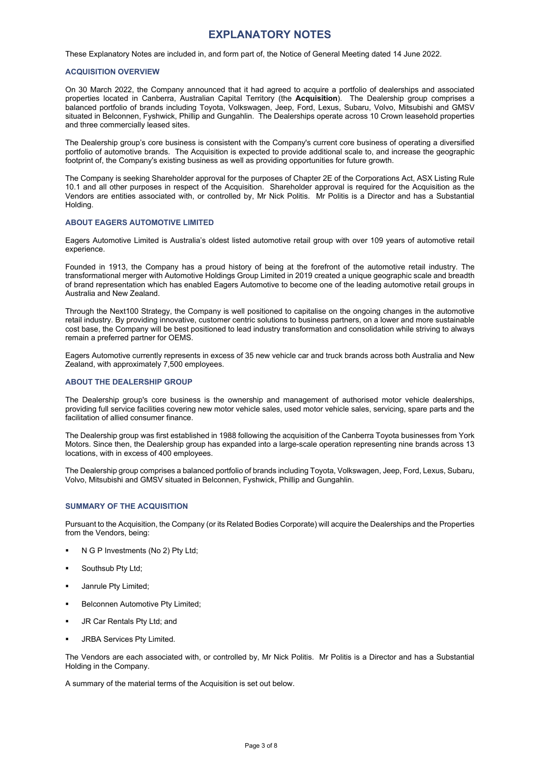# EXPLANATORY NOTES

These Explanatory Notes are included in, and form part of, the Notice of General Meeting dated 14 June 2022.

## ACQUISITION OVERVIEW

On 30 March 2022, the Company announced that it had agreed to acquire a portfolio of dealerships and associated properties located in Canberra, Australian Capital Territory (the **Acquisition**). The Dealership group comprises a balanced portfolio of brands including Toyota, Volkswagen, Jeep, Ford, Lexus, Subaru, Volvo, Mitsubishi and GMSV situated in Belconnen, Fyshwick, Phillip and Gungahlin. The Dealerships operate across 10 Crown leasehold properties and three commercially leased sites.

The Dealership group's core business is consistent with the Company's current core business of operating a diversified portfolio of automotive brands. The Acquisition is expected to provide additional scale to, and increase the geographic footprint of, the Company's existing business as well as providing opportunities for future growth.

The Company is seeking Shareholder approval for the purposes of Chapter 2E of the Corporations Act, ASX Listing Rule 10.1 and all other purposes in respect of the Acquisition. Shareholder approval is required for the Acquisition as the Vendors are entities associated with, or controlled by, Mr Nick Politis. Mr Politis is a Director and has a Substantial Holding.

## ABOUT EAGERS AUTOMOTIVE LIMITED

Eagers Automotive Limited is Australia's oldest listed automotive retail group with over 109 years of automotive retail experience.

Founded in 1913, the Company has a proud history of being at the forefront of the automotive retail industry. The transformational merger with Automotive Holdings Group Limited in 2019 created a unique geographic scale and breadth of brand representation which has enabled Eagers Automotive to become one of the leading automotive retail groups in Australia and New Zealand.

Through the Next100 Strategy, the Company is well positioned to capitalise on the ongoing changes in the automotive retail industry. By providing innovative, customer centric solutions to business partners, on a lower and more sustainable cost base, the Company will be best positioned to lead industry transformation and consolidation while striving to always remain a preferred partner for OEMS.

Eagers Automotive currently represents in excess of 35 new vehicle car and truck brands across both Australia and New Zealand, with approximately 7,500 employees.

## ABOUT THE DEALERSHIP GROUP

The Dealership group's core business is the ownership and management of authorised motor vehicle dealerships, providing full service facilities covering new motor vehicle sales, used motor vehicle sales, servicing, spare parts and the facilitation of allied consumer finance.

The Dealership group was first established in 1988 following the acquisition of the Canberra Toyota businesses from York Motors. Since then, the Dealership group has expanded into a large-scale operation representing nine brands across 13 locations, with in excess of 400 employees.

The Dealership group comprises a balanced portfolio of brands including Toyota, Volkswagen, Jeep, Ford, Lexus, Subaru, Volvo, Mitsubishi and GMSV situated in Belconnen, Fyshwick, Phillip and Gungahlin.

## SUMMARY OF THE ACQUISITION

Pursuant to the Acquisition, the Company (or its Related Bodies Corporate) will acquire the Dealerships and the Properties from the Vendors, being:

- N G P Investments (No 2) Pty Ltd;
- Southsub Pty Ltd;
- Janrule Pty Limited;
- Belconnen Automotive Pty Limited;
- JR Car Rentals Pty Ltd; and
- JRBA Services Pty Limited.

The Vendors are each associated with, or controlled by, Mr Nick Politis. Mr Politis is a Director and has a Substantial Holding in the Company.

A summary of the material terms of the Acquisition is set out below.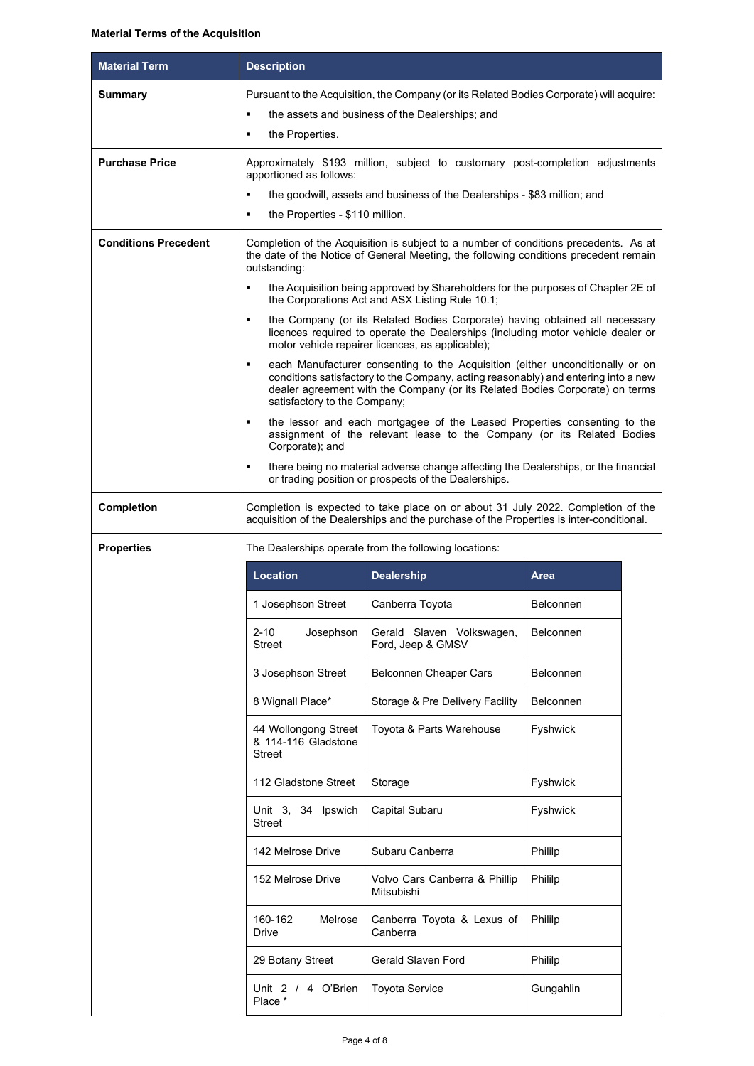**Material Terms of the Acquisition**

| Material Term | Description |
|---|---|
| **Summary** | Pursuant to the Acquisition, the Company (or its Related Bodies Corporate) will acquire:<br>▪ the assets and business of the Dealerships; and<br>▪ the Properties. |
| **Purchase Price** | Approximately $193 million, subject to customary post-completion adjustments apportioned as follows:<br>▪ the goodwill, assets and business of the Dealerships - $83 million; and<br>▪ the Properties - $110 million. |
| **Conditions Precedent** | Completion of the Acquisition is subject to a number of conditions precedents. As at the date of the Notice of General Meeting, the following conditions precedent remain outstanding:<br>▪ the Acquisition being approved by Shareholders for the purposes of Chapter 2E of the Corporations Act and ASX Listing Rule 10.1;<br>▪ the Company (or its Related Bodies Corporate) having obtained all necessary licences required to operate the Dealerships (including motor vehicle dealer or motor vehicle repairer licences, as applicable);<br>▪ each Manufacturer consenting to the Acquisition (either unconditionally or on conditions satisfactory to the Company, acting reasonably) and entering into a new dealer agreement with the Company (or its Related Bodies Corporate) on terms satisfactory to the Company;<br>▪ the lessor and each mortgagee of the Leased Properties consenting to the assignment of the relevant lease to the Company (or its Related Bodies Corporate); and<br>▪ there being no material adverse change affecting the Dealerships, or the financial or trading position or prospects of the Dealerships. |
| **Completion** | Completion is expected to take place on or about 31 July 2022. Completion of the acquisition of the Dealerships and the purchase of the Properties is inter-conditional. |
| **Properties** | The Dealerships operate from the following locations: |

| Location | Dealership | Area |
|---|---|---|
| 1 Josephson Street | Canberra Toyota | Belconnen |
| 2-10 Josephson Street | Gerald Slaven Volkswagen, Ford, Jeep & GMSV | Belconnen |
| 3 Josephson Street | Belconnen Cheaper Cars | Belconnen |
| 8 Wignall Place* | Storage & Pre Delivery Facility | Belconnen |
| 44 Wollongong Street & 114-116 Gladstone Street | Toyota & Parts Warehouse | Fyshwick |
| 112 Gladstone Street | Storage | Fyshwick |
| Unit 3, 34 Ipswich Street | Capital Subaru | Fyshwick |
| 142 Melrose Drive | Subaru Canberra | Phililp |
| 152 Melrose Drive | Volvo Cars Canberra & Phillip Mitsubishi | Phililp |
| 160-162 Melrose Drive | Canberra Toyota & Lexus of Canberra | Phililp |
| 29 Botany Street | Gerald Slaven Ford | Phililp |
| Unit 2 / 4 O'Brien Place * | Toyota Service | Gungahlin |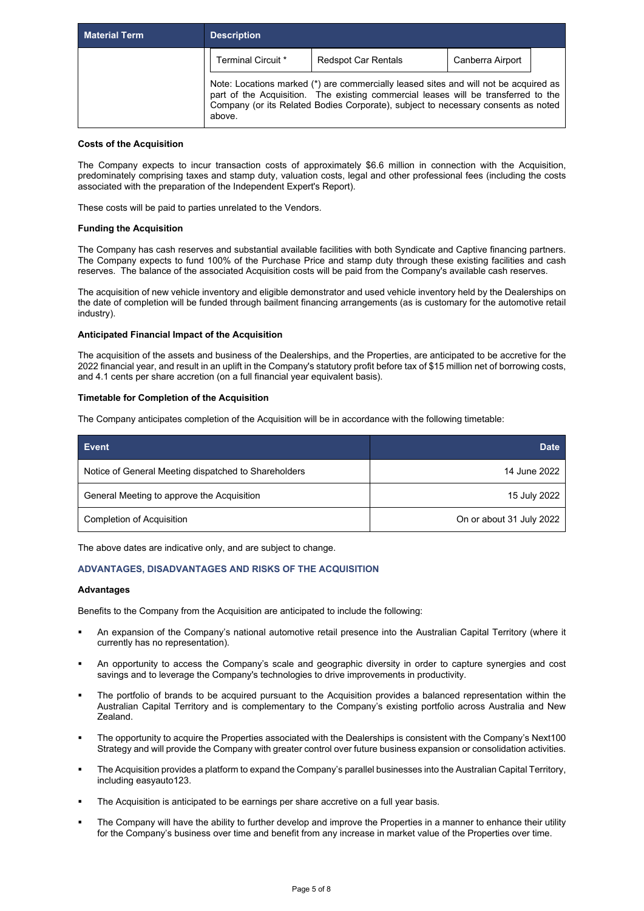| Material Term | Description | | |
|---|---|---|---|
| | Terminal Circuit * | Redspot Car Rentals | Canberra Airport |
| | Note: Locations marked (*) are commercially leased sites and will not be acquired as part of the Acquisition. The existing commercial leases will be transferred to the Company (or its Related Bodies Corporate), subject to necessary consents as noted above. | | |

**Costs of the Acquisition**

The Company expects to incur transaction costs of approximately $6.6 million in connection with the Acquisition, predominately comprising taxes and stamp duty, valuation costs, legal and other professional fees (including the costs associated with the preparation of the Independent Expert's Report).

These costs will be paid to parties unrelated to the Vendors.

**Funding the Acquisition**

The Company has cash reserves and substantial available facilities with both Syndicate and Captive financing partners. The Company expects to fund 100% of the Purchase Price and stamp duty through these existing facilities and cash reserves. The balance of the associated Acquisition costs will be paid from the Company's available cash reserves.

The acquisition of new vehicle inventory and eligible demonstrator and used vehicle inventory held by the Dealerships on the date of completion will be funded through bailment financing arrangements (as is customary for the automotive retail industry).

**Anticipated Financial Impact of the Acquisition**

The acquisition of the assets and business of the Dealerships, and the Properties, are anticipated to be accretive for the 2022 financial year, and result in an uplift in the Company's statutory profit before tax of $15 million net of borrowing costs, and 4.1 cents per share accretion (on a full financial year equivalent basis).

**Timetable for Completion of the Acquisition**

The Company anticipates completion of the Acquisition will be in accordance with the following timetable:

| Event | Date |
|---|---|
| Notice of General Meeting dispatched to Shareholders | 14 June 2022 |
| General Meeting to approve the Acquisition | 15 July 2022 |
| Completion of Acquisition | On or about 31 July 2022 |

The above dates are indicative only, and are subject to change.

## ADVANTAGES, DISADVANTAGES AND RISKS OF THE ACQUISITION

**Advantages**

Benefits to the Company from the Acquisition are anticipated to include the following:

- An expansion of the Company's national automotive retail presence into the Australian Capital Territory (where it currently has no representation).
- An opportunity to access the Company's scale and geographic diversity in order to capture synergies and cost savings and to leverage the Company's technologies to drive improvements in productivity.
- The portfolio of brands to be acquired pursuant to the Acquisition provides a balanced representation within the Australian Capital Territory and is complementary to the Company's existing portfolio across Australia and New Zealand.
- The opportunity to acquire the Properties associated with the Dealerships is consistent with the Company's Next100 Strategy and will provide the Company with greater control over future business expansion or consolidation activities.
- The Acquisition provides a platform to expand the Company's parallel businesses into the Australian Capital Territory, including easyauto123.
- The Acquisition is anticipated to be earnings per share accretive on a full year basis.
- The Company will have the ability to further develop and improve the Properties in a manner to enhance their utility for the Company's business over time and benefit from any increase in market value of the Properties over time.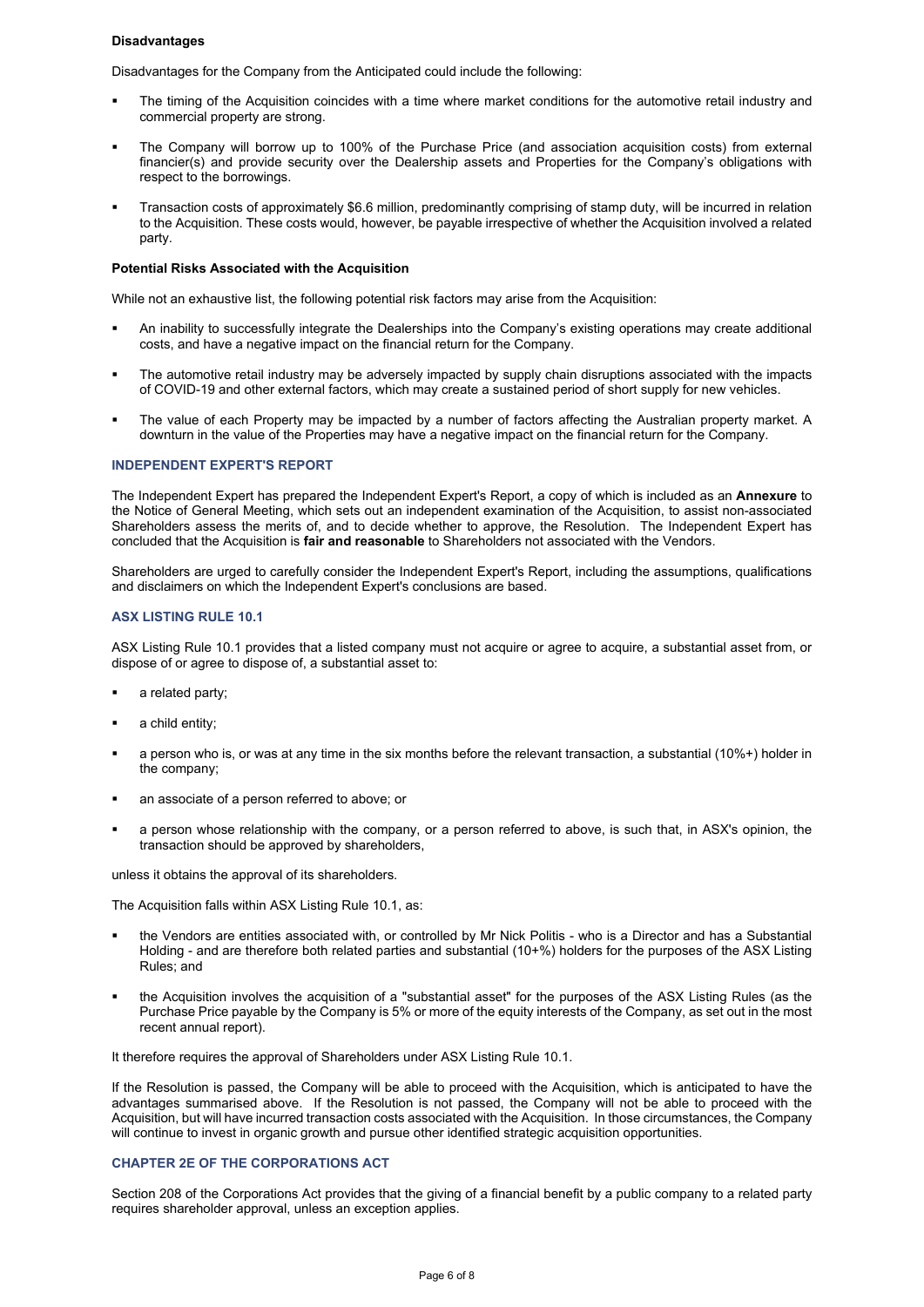**Disadvantages**

Disadvantages for the Company from the Anticipated could include the following:

- The timing of the Acquisition coincides with a time where market conditions for the automotive retail industry and commercial property are strong.
- The Company will borrow up to 100% of the Purchase Price (and association acquisition costs) from external financier(s) and provide security over the Dealership assets and Properties for the Company's obligations with respect to the borrowings.
- Transaction costs of approximately $6.6 million, predominantly comprising of stamp duty, will be incurred in relation to the Acquisition. These costs would, however, be payable irrespective of whether the Acquisition involved a related party.

**Potential Risks Associated with the Acquisition**

While not an exhaustive list, the following potential risk factors may arise from the Acquisition:

- An inability to successfully integrate the Dealerships into the Company's existing operations may create additional costs, and have a negative impact on the financial return for the Company.
- The automotive retail industry may be adversely impacted by supply chain disruptions associated with the impacts of COVID-19 and other external factors, which may create a sustained period of short supply for new vehicles.
- The value of each Property may be impacted by a number of factors affecting the Australian property market. A downturn in the value of the Properties may have a negative impact on the financial return for the Company.

## INDEPENDENT EXPERT'S REPORT

The Independent Expert has prepared the Independent Expert's Report, a copy of which is included as an **Annexure** to the Notice of General Meeting, which sets out an independent examination of the Acquisition, to assist non-associated Shareholders assess the merits of, and to decide whether to approve, the Resolution. The Independent Expert has concluded that the Acquisition is **fair and reasonable** to Shareholders not associated with the Vendors.

Shareholders are urged to carefully consider the Independent Expert's Report, including the assumptions, qualifications and disclaimers on which the Independent Expert's conclusions are based.

## ASX LISTING RULE 10.1

ASX Listing Rule 10.1 provides that a listed company must not acquire or agree to acquire, a substantial asset from, or dispose of or agree to dispose of, a substantial asset to:

- a related party;
- a child entity;
- a person who is, or was at any time in the six months before the relevant transaction, a substantial (10%+) holder in the company;
- an associate of a person referred to above; or
- a person whose relationship with the company, or a person referred to above, is such that, in ASX's opinion, the transaction should be approved by shareholders,

unless it obtains the approval of its shareholders.

The Acquisition falls within ASX Listing Rule 10.1, as:

- the Vendors are entities associated with, or controlled by Mr Nick Politis - who is a Director and has a Substantial Holding - and are therefore both related parties and substantial (10+%) holders for the purposes of the ASX Listing Rules; and
- the Acquisition involves the acquisition of a "substantial asset" for the purposes of the ASX Listing Rules (as the Purchase Price payable by the Company is 5% or more of the equity interests of the Company, as set out in the most recent annual report).

It therefore requires the approval of Shareholders under ASX Listing Rule 10.1.

If the Resolution is passed, the Company will be able to proceed with the Acquisition, which is anticipated to have the advantages summarised above. If the Resolution is not passed, the Company will not be able to proceed with the Acquisition, but will have incurred transaction costs associated with the Acquisition. In those circumstances, the Company will continue to invest in organic growth and pursue other identified strategic acquisition opportunities.

## CHAPTER 2E OF THE CORPORATIONS ACT

Section 208 of the Corporations Act provides that the giving of a financial benefit by a public company to a related party requires shareholder approval, unless an exception applies.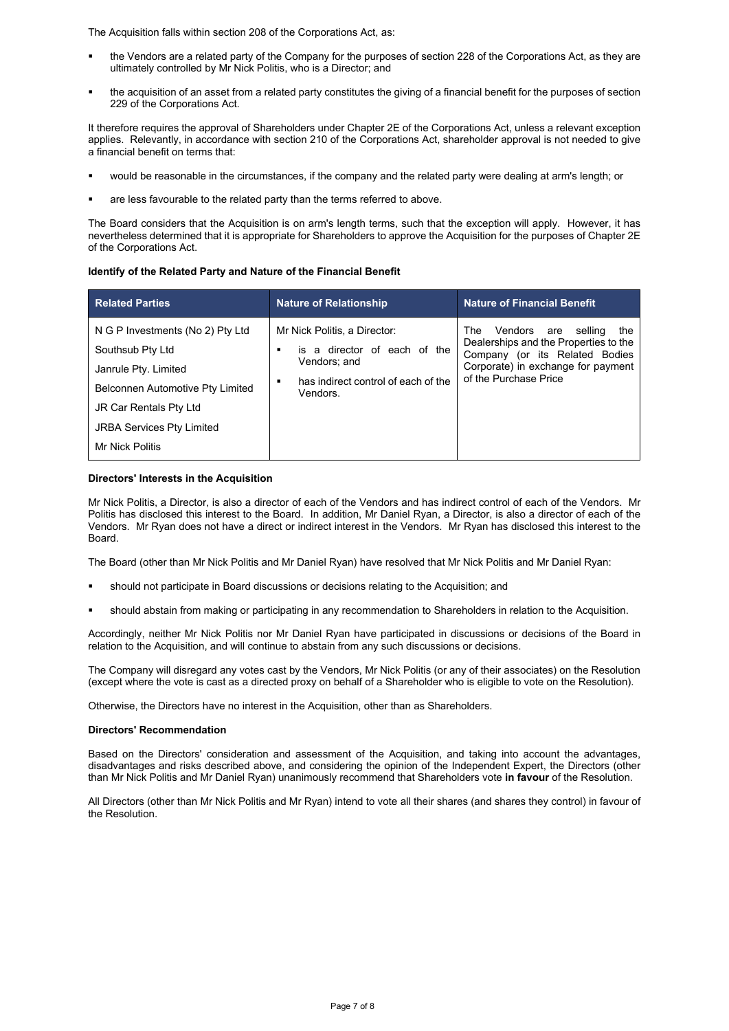The Acquisition falls within section 208 of the Corporations Act, as:

- the Vendors are a related party of the Company for the purposes of section 228 of the Corporations Act, as they are ultimately controlled by Mr Nick Politis, who is a Director; and
- the acquisition of an asset from a related party constitutes the giving of a financial benefit for the purposes of section 229 of the Corporations Act.

It therefore requires the approval of Shareholders under Chapter 2E of the Corporations Act, unless a relevant exception applies. Relevantly, in accordance with section 210 of the Corporations Act, shareholder approval is not needed to give a financial benefit on terms that:

- would be reasonable in the circumstances, if the company and the related party were dealing at arm's length; or
- are less favourable to the related party than the terms referred to above.

The Board considers that the Acquisition is on arm's length terms, such that the exception will apply. However, it has nevertheless determined that it is appropriate for Shareholders to approve the Acquisition for the purposes of Chapter 2E of the Corporations Act.

**Identify of the Related Party and Nature of the Financial Benefit**

| Related Parties | Nature of Relationship | Nature of Financial Benefit |
|---|---|---|
| N G P Investments (No 2) Pty Ltd<br>Southsub Pty Ltd<br>Janrule Pty. Limited<br>Belconnen Automotive Pty Limited<br>JR Car Rentals Pty Ltd<br>JRBA Services Pty Limited<br>Mr Nick Politis | Mr Nick Politis, a Director:<br>▪ is a director of each of the Vendors; and<br>▪ has indirect control of each of the Vendors. | The Vendors are selling the Dealerships and the Properties to the Company (or its Related Bodies Corporate) in exchange for payment of the Purchase Price |

**Directors' Interests in the Acquisition**

Mr Nick Politis, a Director, is also a director of each of the Vendors and has indirect control of each of the Vendors. Mr Politis has disclosed this interest to the Board. In addition, Mr Daniel Ryan, a Director, is also a director of each of the Vendors. Mr Ryan does not have a direct or indirect interest in the Vendors. Mr Ryan has disclosed this interest to the Board.

The Board (other than Mr Nick Politis and Mr Daniel Ryan) have resolved that Mr Nick Politis and Mr Daniel Ryan:

- should not participate in Board discussions or decisions relating to the Acquisition; and
- should abstain from making or participating in any recommendation to Shareholders in relation to the Acquisition.

Accordingly, neither Mr Nick Politis nor Mr Daniel Ryan have participated in discussions or decisions of the Board in relation to the Acquisition, and will continue to abstain from any such discussions or decisions.

The Company will disregard any votes cast by the Vendors, Mr Nick Politis (or any of their associates) on the Resolution (except where the vote is cast as a directed proxy on behalf of a Shareholder who is eligible to vote on the Resolution).

Otherwise, the Directors have no interest in the Acquisition, other than as Shareholders.

**Directors' Recommendation**

Based on the Directors' consideration and assessment of the Acquisition, and taking into account the advantages, disadvantages and risks described above, and considering the opinion of the Independent Expert, the Directors (other than Mr Nick Politis and Mr Daniel Ryan) unanimously recommend that Shareholders vote **in favour** of the Resolution.

All Directors (other than Mr Nick Politis and Mr Ryan) intend to vote all their shares (and shares they control) in favour of the Resolution.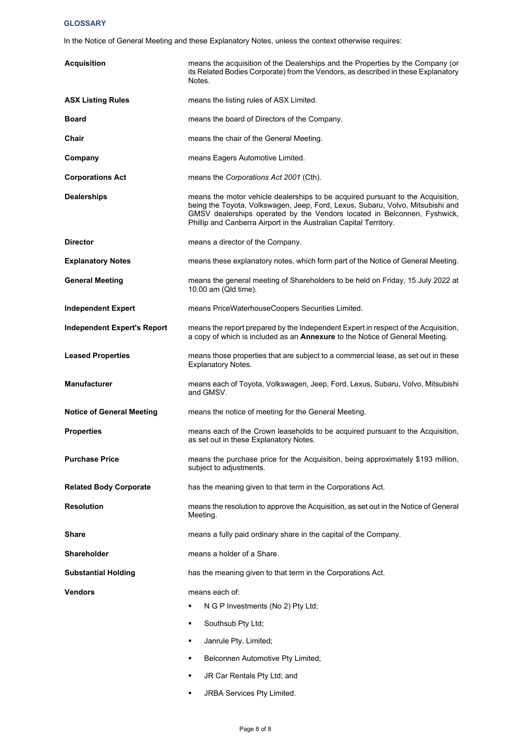## GLOSSARY

In the Notice of General Meeting and these Explanatory Notes, unless the context otherwise requires:

| | |
|---|---|
| **Acquisition** | means the acquisition of the Dealerships and the Properties by the Company (or its Related Bodies Corporate) from the Vendors, as described in these Explanatory Notes. |
| **ASX Listing Rules** | means the listing rules of ASX Limited. |
| **Board** | means the board of Directors of the Company. |
| **Chair** | means the chair of the General Meeting. |
| **Company** | means Eagers Automotive Limited. |
| **Corporations Act** | means the *Corporations Act 2001* (Cth). |
| **Dealerships** | means the motor vehicle dealerships to be acquired pursuant to the Acquisition, being the Toyota, Volkswagen, Jeep, Ford, Lexus, Subaru, Volvo, Mitsubishi and GMSV dealerships operated by the Vendors located in Belconnen, Fyshwick, Phillip and Canberra Airport in the Australian Capital Territory. |
| **Director** | means a director of the Company. |
| **Explanatory Notes** | means these explanatory notes, which form part of the Notice of General Meeting. |
| **General Meeting** | means the general meeting of Shareholders to be held on Friday, 15 July 2022 at 10.00 am (Qld time). |
| **Independent Expert** | means PriceWaterhouseCoopers Securities Limited. |
| **Independent Expert's Report** | means the report prepared by the Independent Expert in respect of the Acquisition, a copy of which is included as an **Annexure** to the Notice of General Meeting. |
| **Leased Properties** | means those properties that are subject to a commercial lease, as set out in these Explanatory Notes. |
| **Manufacturer** | means each of Toyota, Volkswagen, Jeep, Ford, Lexus, Subaru, Volvo, Mitsubishi and GMSV. |
| **Notice of General Meeting** | means the notice of meeting for the General Meeting. |
| **Properties** | means each of the Crown leaseholds to be acquired pursuant to the Acquisition, as set out in these Explanatory Notes. |
| **Purchase Price** | means the purchase price for the Acquisition, being approximately $193 million, subject to adjustments. |
| **Related Body Corporate** | has the meaning given to that term in the Corporations Act. |
| **Resolution** | means the resolution to approve the Acquisition, as set out in the Notice of General Meeting. |
| **Share** | means a fully paid ordinary share in the capital of the Company. |
| **Shareholder** | means a holder of a Share. |
| **Substantial Holding** | has the meaning given to that term in the Corporations Act. |
| **Vendors** | means each of:<br>▪ N G P Investments (No 2) Pty Ltd;<br>▪ Southsub Pty Ltd;<br>▪ Janrule Pty. Limited;<br>▪ Belconnen Automotive Pty Limited;<br>▪ JR Car Rentals Pty Ltd; and<br>▪ JRBA Services Pty Limited. |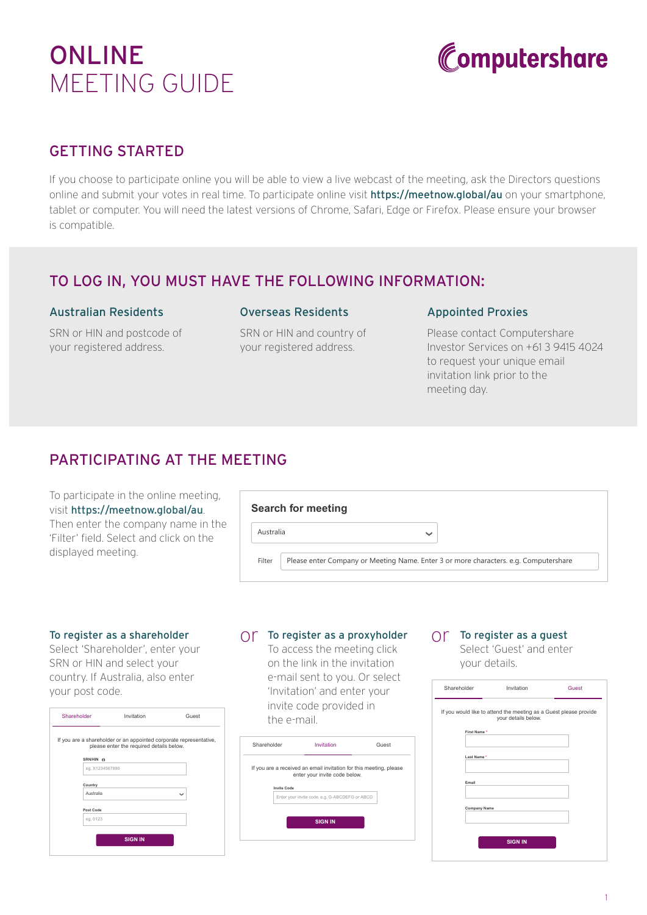# ONLINE MEETING GUIDE

Computershare

## GETTING STARTED

If you choose to participate online you will be able to view a live webcast of the meeting, ask the Directors questions online and submit your votes in real time. To participate online visit **https://meetnow.global/au** on your smartphone, tablet or computer. You will need the latest versions of Chrome, Safari, Edge or Firefox. Please ensure your browser is compatible.

## TO LOG IN, YOU MUST HAVE THE FOLLOWING INFORMATION:

### Australian Residents

SRN or HIN and postcode of your registered address.

### Overseas Residents

SRN or HIN and country of your registered address.

### Appointed Proxies

Please contact Computershare Investor Services on +61 3 9415 4024 to request your unique email invitation link prior to the meeting day.

## PARTICIPATING AT THE MEETING

To participate in the online meeting, visit **https://meetnow.global/au**. Then enter the company name in the 'Filter' field. Select and click on the displayed meeting.

Search for meeting

Australia

Filter | Please enter Company or Meeting Name. Enter 3 or more characters. e.g. Computershare

### To register as a shareholder

Select 'Shareholder', enter your SRN or HIN and select your country. If Australia, also enter your post code.

Shareholder | Invitation | Guest

If you are a shareholder or an appointed corporate representative, please enter the required details below.

SRN/HIN: eg. X1234567890

Country: Australia

Post Code: eg. 0123

SIGN IN

or

### To register as a proxyholder

To access the meeting click on the link in the invitation e-mail sent to you. Or select 'Invitation' and enter your invite code provided in the e-mail.

Shareholder | Invitation | Guest

If you are a received an email invitation for this meeting, please enter your invite code below.

Invite Code: Enter your invite code. e.g. G-ABCDEFG or ABCD

SIGN IN

or

### To register as a guest

Select 'Guest' and enter your details.

Shareholder | Invitation | Guest

If you would like to attend the meeting as a Guest please provide your details below.

First Name *

Last Name *

Email

Company Name

SIGN IN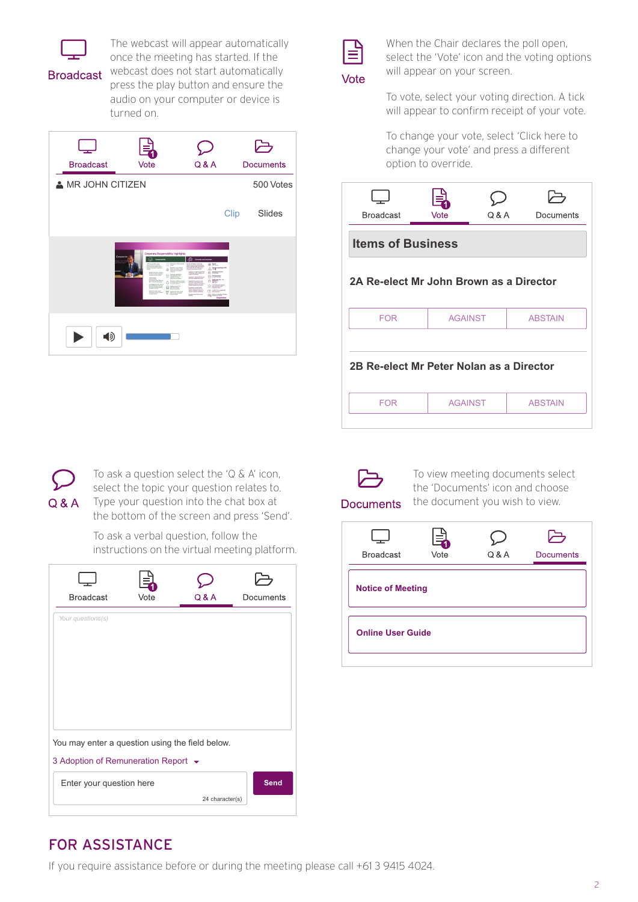## Broadcast

The webcast will appear automatically once the meeting has started. If the webcast does not start automatically press the play button and ensure the audio on your computer or device is turned on.

Broadcast | Vote | Q & A | Documents

MR JOHN CITIZEN 500 Votes

Clip Slides

## Vote

When the Chair declares the poll open, select the 'Vote' icon and the voting options will appear on your screen.

To vote, select your voting direction. A tick will appear to confirm receipt of your vote.

To change your vote, select 'Click here to change your vote' and press a different option to override.

Broadcast | Vote | Q & A | Documents

**Items of Business**

**2A Re-elect Mr John Brown as a Director**

FOR | AGAINST | ABSTAIN

**2B Re-elect Mr Peter Nolan as a Director**

FOR | AGAINST | ABSTAIN

## Q & A

To ask a question select the 'Q & A' icon, select the topic your question relates to. Type your question into the chat box at the bottom of the screen and press 'Send'.

To ask a verbal question, follow the instructions on the virtual meeting platform.

Broadcast | Vote | Q & A | Documents

Your questions(s)

You may enter a question using the field below.

3 Adoption of Remuneration Report

Enter your question here

24 character(s)

Send

## Documents

To view meeting documents select the 'Documents' icon and choose the document you wish to view.

Broadcast | Vote | Q & A | Documents

**Notice of Meeting**

**Online User Guide**

## FOR ASSISTANCE

If you require assistance before or during the meeting please call +61 3 9415 4024.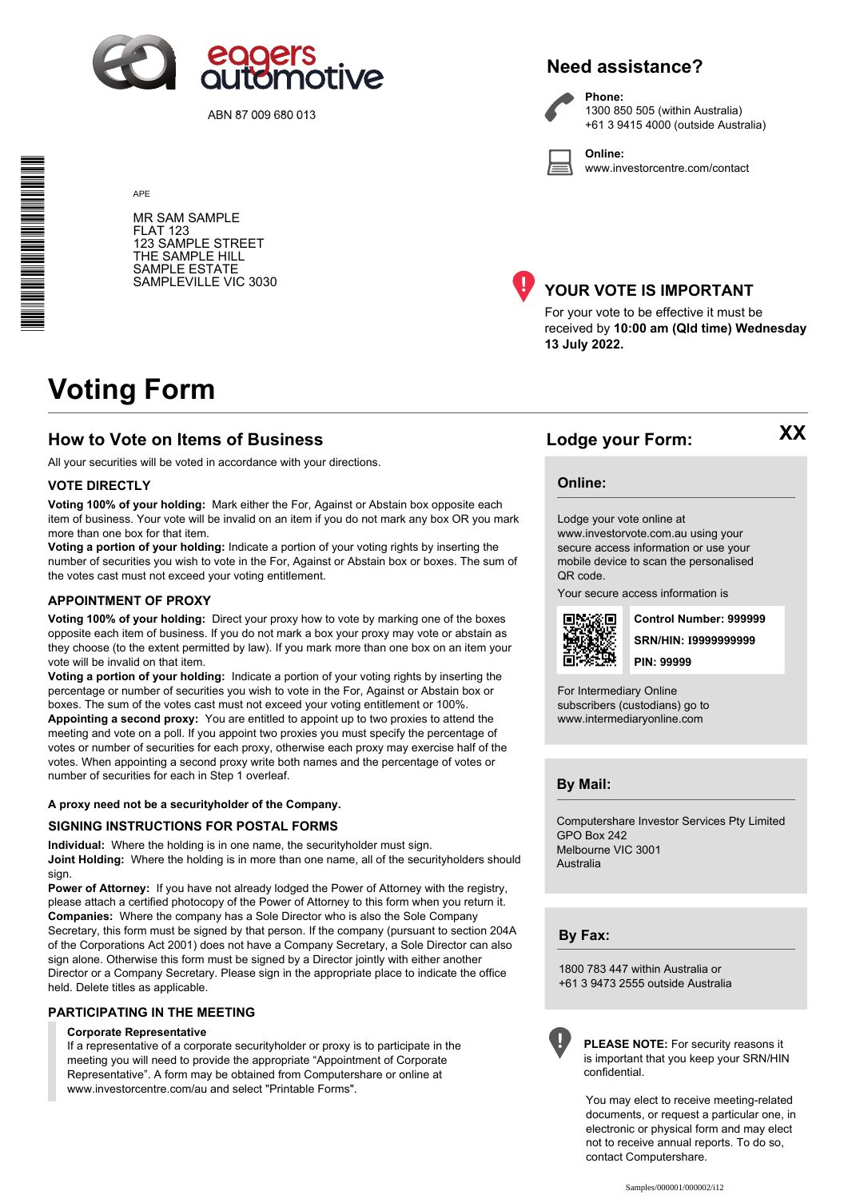eagers automotive

ABN 87 009 680 013

APE

MR SAM SAMPLE
FLAT 123
123 SAMPLE STREET
THE SAMPLE HILL
SAMPLE ESTATE
SAMPLEVILLE VIC 3030

## Need assistance?

**Phone:**
1300 850 505 (within Australia)
+61 3 9415 4000 (outside Australia)

**Online:**
www.investorcentre.com/contact

## YOUR VOTE IS IMPORTANT

For your vote to be effective it must be received by **10:00 am (Qld time) Wednesday 13 July 2022.**

# Voting Form

## How to Vote on Items of Business

All your securities will be voted in accordance with your directions.

### VOTE DIRECTLY

**Voting 100% of your holding:** Mark either the For, Against or Abstain box opposite each item of business. Your vote will be invalid on an item if you do not mark any box OR you mark more than one box for that item.

**Voting a portion of your holding:** Indicate a portion of your voting rights by inserting the number of securities you wish to vote in the For, Against or Abstain box or boxes. The sum of the votes cast must not exceed your voting entitlement.

### APPOINTMENT OF PROXY

**Voting 100% of your holding:** Direct your proxy how to vote by marking one of the boxes opposite each item of business. If you do not mark a box your proxy may vote or abstain as they choose (to the extent permitted by law). If you mark more than one box on an item your vote will be invalid on that item.

**Voting a portion of your holding:** Indicate a portion of your voting rights by inserting the percentage or number of securities you wish to vote in the For, Against or Abstain box or boxes. The sum of the votes cast must not exceed your voting entitlement or 100%.

**Appointing a second proxy:** You are entitled to appoint up to two proxies to attend the meeting and vote on a poll. If you appoint two proxies you must specify the percentage of votes or number of securities for each proxy, otherwise each proxy may exercise half of the votes. When appointing a second proxy write both names and the percentage of votes or number of securities for each in Step 1 overleaf.

**A proxy need not be a securityholder of the Company.**

### SIGNING INSTRUCTIONS FOR POSTAL FORMS

**Individual:** Where the holding is in one name, the securityholder must sign.

**Joint Holding:** Where the holding is in more than one name, all of the securityholders should sign.

**Power of Attorney:** If you have not already lodged the Power of Attorney with the registry, please attach a certified photocopy of the Power of Attorney to this form when you return it.

**Companies:** Where the company has a Sole Director who is also the Sole Company Secretary, this form must be signed by that person. If the company (pursuant to section 204A of the Corporations Act 2001) does not have a Company Secretary, a Sole Director can also sign alone. Otherwise this form must be signed by a Director jointly with either another Director or a Company Secretary. Please sign in the appropriate place to indicate the office held. Delete titles as applicable.

### PARTICIPATING IN THE MEETING

**Corporate Representative**
If a representative of a corporate securityholder or proxy is to participate in the meeting you will need to provide the appropriate "Appointment of Corporate Representative". A form may be obtained from Computershare or online at www.investorcentre.com/au and select "Printable Forms".

## Lodge your Form:

XX

### Online:

Lodge your vote online at www.investorvote.com.au using your secure access information or use your mobile device to scan the personalised QR code.

Your secure access information is

**Control Number: 999999**
**SRN/HIN: I9999999999**
**PIN: 99999**

For Intermediary Online subscribers (custodians) go to www.intermediaryonline.com

### By Mail:

Computershare Investor Services Pty Limited
GPO Box 242
Melbourne VIC 3001
Australia

### By Fax:

1800 783 447 within Australia or
+61 3 9473 2555 outside Australia

**PLEASE NOTE:** For security reasons it is important that you keep your SRN/HIN confidential.

You may elect to receive meeting-related documents, or request a particular one, in electronic or physical form and may elect not to receive annual reports. To do so, contact Computershare.

Samples/000001/000002/i12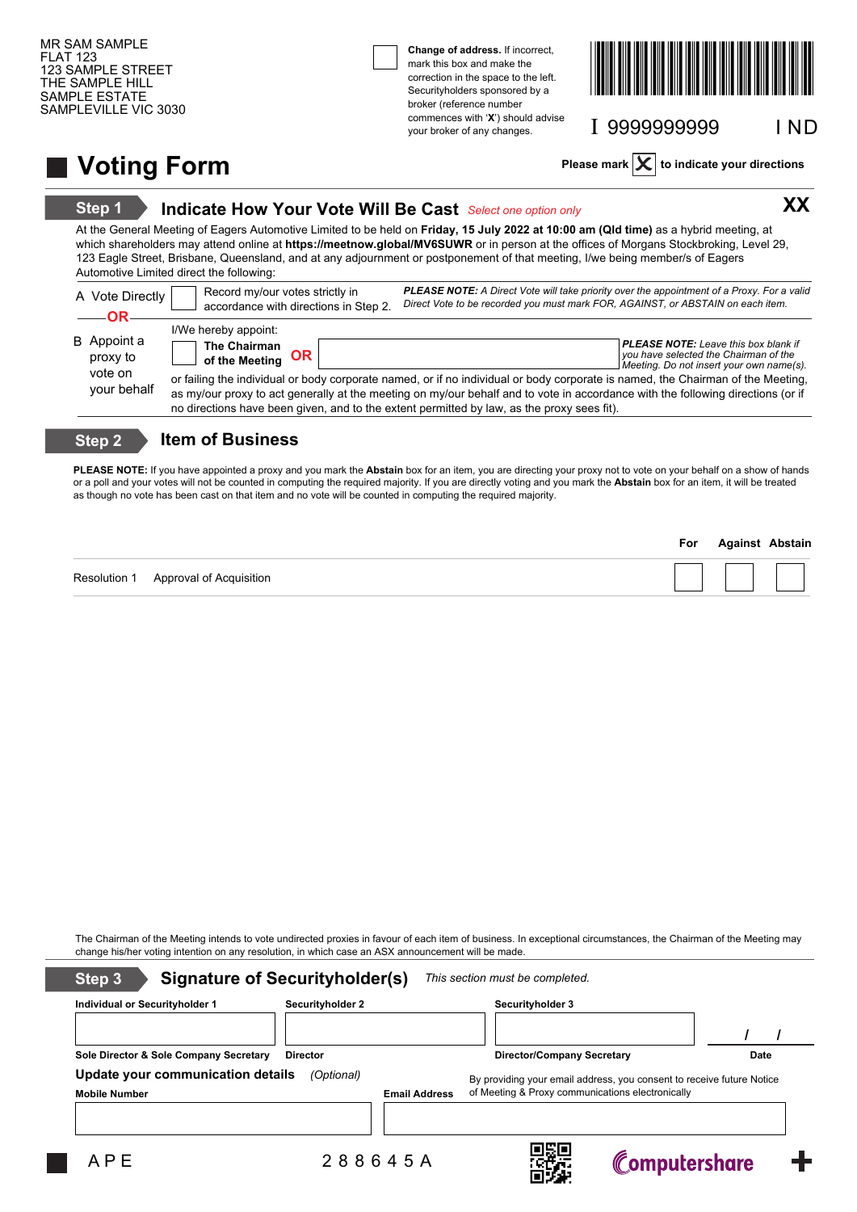MR SAM SAMPLE
FLAT 123
123 SAMPLE STREET
THE SAMPLE HILL
SAMPLE ESTATE
SAMPLEVILLE VIC 3030

☐ **Change of address.** If incorrect, mark this box and make the correction in the space to the left. Securityholders sponsored by a broker (reference number commences with '**X**') should advise your broker of any changes.

I 9999999999 I ND

# Voting Form

**Please mark ☒ to indicate your directions**

## Step 1 Indicate How Your Vote Will Be Cast

*Select one option only*

**XX**

At the General Meeting of Eagers Automotive Limited to be held on **Friday, 15 July 2022 at 10:00 am (Qld time)** as a hybrid meeting, at which shareholders may attend online at **https://meetnow.global/MV6SUWR** or in person at the offices of Morgans Stockbroking, Level 29, 123 Eagle Street, Brisbane, Queensland, and at any adjournment or postponement of that meeting, I/we being member/s of Eagers Automotive Limited direct the following:

A Vote Directly ☐ Record my/our votes strictly in accordance with directions in Step 2.

***PLEASE NOTE:** A Direct Vote will take priority over the appointment of a Proxy. For a valid Direct Vote to be recorded you must mark FOR, AGAINST, or ABSTAIN on each item.*

**OR**

B Appoint a proxy to vote on your behalf

I/We hereby appoint:

☐ **The Chairman of the Meeting** **OR** ________________

***PLEASE NOTE:** Leave this box blank if you have selected the Chairman of the Meeting. Do not insert your own name(s).*

or failing the individual or body corporate named, or if no individual or body corporate is named, the Chairman of the Meeting, as my/our proxy to act generally at the meeting on my/our behalf and to vote in accordance with the following directions (or if no directions have been given, and to the extent permitted by law, as the proxy sees fit).

## Step 2 Item of Business

**PLEASE NOTE:** If you have appointed a proxy and you mark the **Abstain** box for an item, you are directing your proxy not to vote on your behalf on a show of hands or a poll and your votes will not be counted in computing the required majority. If you are directly voting and you mark the **Abstain** box for an item, it will be treated as though no vote has been cast on that item and no vote will be counted in computing the required majority.

| | | For | Against | Abstain |
|---|---|---|---|---|
| Resolution 1 | Approval of Acquisition | ☐ | ☐ | ☐ |

The Chairman of the Meeting intends to vote undirected proxies in favour of each item of business. In exceptional circumstances, the Chairman of the Meeting may change his/her voting intention on any resolution, in which case an ASX announcement will be made.

## Step 3 Signature of Securityholder(s)

*This section must be completed.*

| Individual or Securityholder 1 | Securityholder 2 | Securityholder 3 | |
|---|---|---|---|
| | | | / / |
| Sole Director & Sole Company Secretary | Director | Director/Company Secretary | Date |

**Update your communication details** *(Optional)*

By providing your email address, you consent to receive future Notice of Meeting & Proxy communications electronically

**Mobile Number** ________________ **Email Address** ________________

A P E 2 8 8 6 4 5 A

Computershare